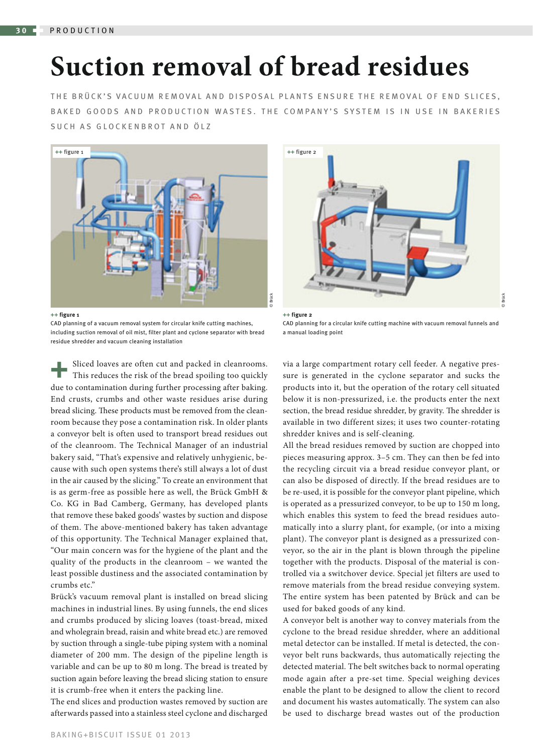# Suction removal of bread residues

THE BRÜCK'S VACUUM REMOVAL AND DISPOSAL PLANTS ENSURE THE REMOVAL OF END SLICES, BAKED GOODS AND PRODUCTION WASTES. THE COMPANY'S SYSTEM IS IN USE IN BAKERIES SUCH AS GLOCKENBROT AND ÖLZ

**++ figure 1**
CAD planning of a vacuum removal system for circular knife cutting machines, including suction removal of oil mist, filter plant and cyclone separator with bread residue shredder and vacuum cleaning installation

**++ figure 2**
CAD planning for a circular knife cutting machine with vacuum removal funnels and a manual loading point

Sliced loaves are often cut and packed in cleanrooms. This reduces the risk of the bread spoiling too quickly due to contamination during further processing after baking. End crusts, crumbs and other waste residues arise during bread slicing. These products must be removed from the cleanroom because they pose a contamination risk. In older plants a conveyor belt is often used to transport bread residues out of the cleanroom. The Technical Manager of an industrial bakery said, "That's expensive and relatively unhygienic, because with such open systems there's still always a lot of dust in the air caused by the slicing." To create an environment that is as germ-free as possible here as well, the Brück GmbH & Co. KG in Bad Camberg, Germany, has developed plants that remove these baked goods' wastes by suction and dispose of them. The above-mentioned bakery has taken advantage of this opportunity. The Technical Manager explained that, "Our main concern was for the hygiene of the plant and the quality of the products in the cleanroom – we wanted the least possible dustiness and the associated contamination by crumbs etc."

Brück's vacuum removal plant is installed on bread slicing machines in industrial lines. By using funnels, the end slices and crumbs produced by slicing loaves (toast-bread, mixed and wholegrain bread, raisin and white bread etc.) are removed by suction through a single-tube piping system with a nominal diameter of 200 mm. The design of the pipeline length is variable and can be up to 80 m long. The bread is treated by suction again before leaving the bread slicing station to ensure it is crumb-free when it enters the packing line.

The end slices and production wastes removed by suction are afterwards passed into a stainless steel cyclone and discharged via a large compartment rotary cell feeder. A negative pressure is generated in the cyclone separator and sucks the products into it, but the operation of the rotary cell situated below it is non-pressurized, i.e. the products enter the next section, the bread residue shredder, by gravity. The shredder is available in two different sizes; it uses two counter-rotating shredder knives and is self-cleaning.

All the bread residues removed by suction are chopped into pieces measuring approx. 3–5 cm. They can then be fed into the recycling circuit via a bread residue conveyor plant, or can also be disposed of directly. If the bread residues are to be re-used, it is possible for the conveyor plant pipeline, which is operated as a pressurized conveyor, to be up to 150 m long, which enables this system to feed the bread residues automatically into a slurry plant, for example, (or into a mixing plant). The conveyor plant is designed as a pressurized conveyor, so the air in the plant is blown through the pipeline together with the products. Disposal of the material is controlled via a switchover device. Special jet filters are used to remove materials from the bread residue conveying system. The entire system has been patented by Brück and can be used for baked goods of any kind.

A conveyor belt is another way to convey materials from the cyclone to the bread residue shredder, where an additional metal detector can be installed. If metal is detected, the conveyor belt runs backwards, thus automatically rejecting the detected material. The belt switches back to normal operating mode again after a pre-set time. Special weighing devices enable the plant to be designed to allow the client to record and document his wastes automatically. The system can also be used to discharge bread wastes out of the production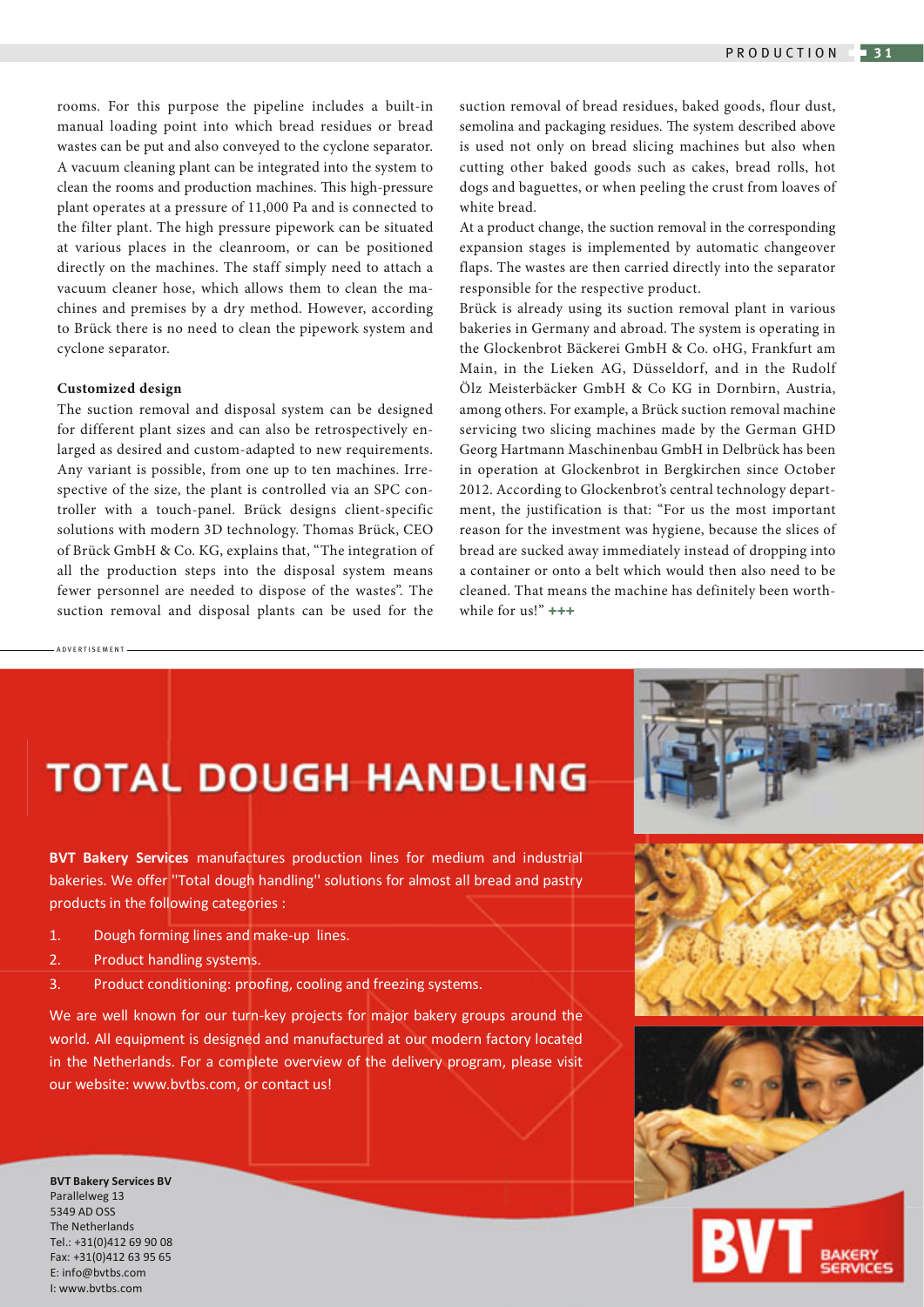rooms. For this purpose the pipeline includes a built-in manual loading point into which bread residues or bread wastes can be put and also conveyed to the cyclone separator. A vacuum cleaning plant can be integrated into the system to clean the rooms and production machines. This high-pressure plant operates at a pressure of 11,000 Pa and is connected to the filter plant. The high pressure pipework can be situated at various places in the cleanroom, or can be positioned directly on the machines. The staff simply need to attach a vacuum cleaner hose, which allows them to clean the machines and premises by a dry method. However, according to Brück there is no need to clean the pipework system and cyclone separator.

### Customized design

The suction removal and disposal system can be designed for different plant sizes and can also be retrospectively enlarged as desired and custom-adapted to new requirements. Any variant is possible, from one up to ten machines. Irrespective of the size, the plant is controlled via an SPC controller with a touch-panel. Brück designs client-specific solutions with modern 3D technology. Thomas Brück, CEO of Brück GmbH & Co. KG, explains that, "The integration of all the production steps into the disposal system means fewer personnel are needed to dispose of the wastes". The suction removal and disposal plants can be used for the suction removal of bread residues, baked goods, flour dust, semolina and packaging residues. The system described above is used not only on bread slicing machines but also when cutting other baked goods such as cakes, bread rolls, hot dogs and baguettes, or when peeling the crust from loaves of white bread.

At a product change, the suction removal in the corresponding expansion stages is implemented by automatic changeover flaps. The wastes are then carried directly into the separator responsible for the respective product.

Brück is already using its suction removal plant in various bakeries in Germany and abroad. The system is operating in the Glockenbrot Bäckerei GmbH & Co. oHG, Frankfurt am Main, in the Lieken AG, Düsseldorf, and in the Rudolf Ölz Meisterbäcker GmbH & Co KG in Dornbirn, Austria, among others. For example, a Brück suction removal machine servicing two slicing machines made by the German GHD Georg Hartmann Maschinenbau GmbH in Delbrück has been in operation at Glockenbrot in Bergkirchen since October 2012. According to Glockenbrot's central technology department, the justification is that: "For us the most important reason for the investment was hygiene, because the slices of bread are sucked away immediately instead of dropping into a container or onto a belt which would then also need to be cleaned. That means the machine has definitely been worthwhile for us!" +++

ADVERTISEMENT

# TOTAL DOUGH HANDLING

**BVT Bakery Services** manufactures production lines for medium and industrial bakeries. We offer "Total dough handling" solutions for almost all bread and pastry products in the following categories :

1. Dough forming lines and make-up lines.
2. Product handling systems.
3. Product conditioning: proofing, cooling and freezing systems.

We are well known for our turn-key projects for major bakery groups around the world. All equipment is designed and manufactured at our modern factory located in the Netherlands. For a complete overview of the delivery program, please visit our website: www.bvtbs.com, or contact us!

**BVT Bakery Services BV**
Parallelweg 13
5349 AD OSS
The Netherlands
Tel.: +31(0)412 69 90 08
Fax: +31(0)412 63 95 65
E: info@bvtbs.com
I: www.bvtbs.com

BVT BAKERY SERVICES